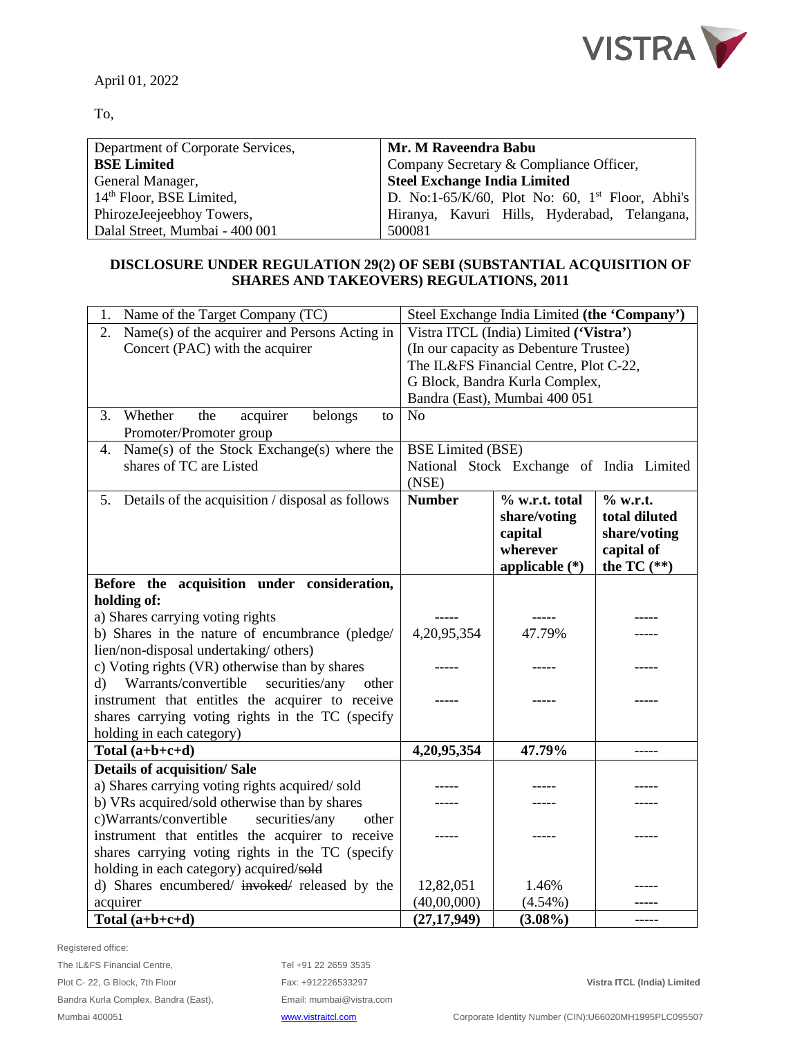April 01, 2022

To,

| Department of Corporate Services, | **Mr. M Raveendra Babu** |
|---|---|
| **BSE Limited** | Company Secretary & Compliance Officer, |
| General Manager, | **Steel Exchange India Limited** |
| 14th Floor, BSE Limited, | D. No:1-65/K/60, Plot No: 60, 1st Floor, Abhi's |
| PhirozeJeejeebhoy Towers, | Hiranya, Kavuri Hills, Hyderabad, Telangana, |
| Dalal Street, Mumbai - 400 001 | 500081 |

**DISCLOSURE UNDER REGULATION 29(2) OF SEBI (SUBSTANTIAL ACQUISITION OF SHARES AND TAKEOVERS) REGULATIONS, 2011**

| 1. Name of the Target Company (TC) | Steel Exchange India Limited **(the 'Company')** | | |
|---|---|---|---|
| 2. Name(s) of the acquirer and Persons Acting in Concert (PAC) with the acquirer | Vistra ITCL (India) Limited **('Vistra')** (In our capacity as Debenture Trustee) The IL&FS Financial Centre, Plot C-22, G Block, Bandra Kurla Complex, Bandra (East), Mumbai 400 051 | | |
| 3. Whether the acquirer belongs to Promoter/Promoter group | No | | |
| 4. Name(s) of the Stock Exchange(s) where the shares of TC are Listed | BSE Limited (BSE) National Stock Exchange of India Limited (NSE) | | |
| 5. Details of the acquisition / disposal as follows | **Number** | **% w.r.t. total share/voting capital wherever applicable (*)** | **% w.r.t. total diluted share/voting capital of the TC (**)** |
| **Before the acquisition under consideration, holding of:** | | | |
| a) Shares carrying voting rights | ----- | ----- | ----- |
| b) Shares in the nature of encumbrance (pledge/ lien/non-disposal undertaking/ others) | 4,20,95,354 | 47.79% | ----- |
| c) Voting rights (VR) otherwise than by shares | ----- | ----- | ----- |
| d) Warrants/convertible securities/any other instrument that entitles the acquirer to receive shares carrying voting rights in the TC (specify holding in each category) | ----- | ----- | ----- |
| **Total (a+b+c+d)** | **4,20,95,354** | **47.79%** | ----- |
| **Details of acquisition/ Sale** | | | |
| a) Shares carrying voting rights acquired/ sold | ----- | ----- | ----- |
| b) VRs acquired/sold otherwise than by shares | ----- | ----- | ----- |
| c)Warrants/convertible securities/any other instrument that entitles the acquirer to receive shares carrying voting rights in the TC (specify holding in each category) acquired/~~sold~~ | ----- | ----- | ----- |
| d) Shares encumbered/ ~~invoked/~~ released by the acquirer | 12,82,051 (40,00,000) | 1.46% (4.54%) | ----- ----- |
| **Total (a+b+c+d)** | **(27,17,949)** | **(3.08%)** | ----- |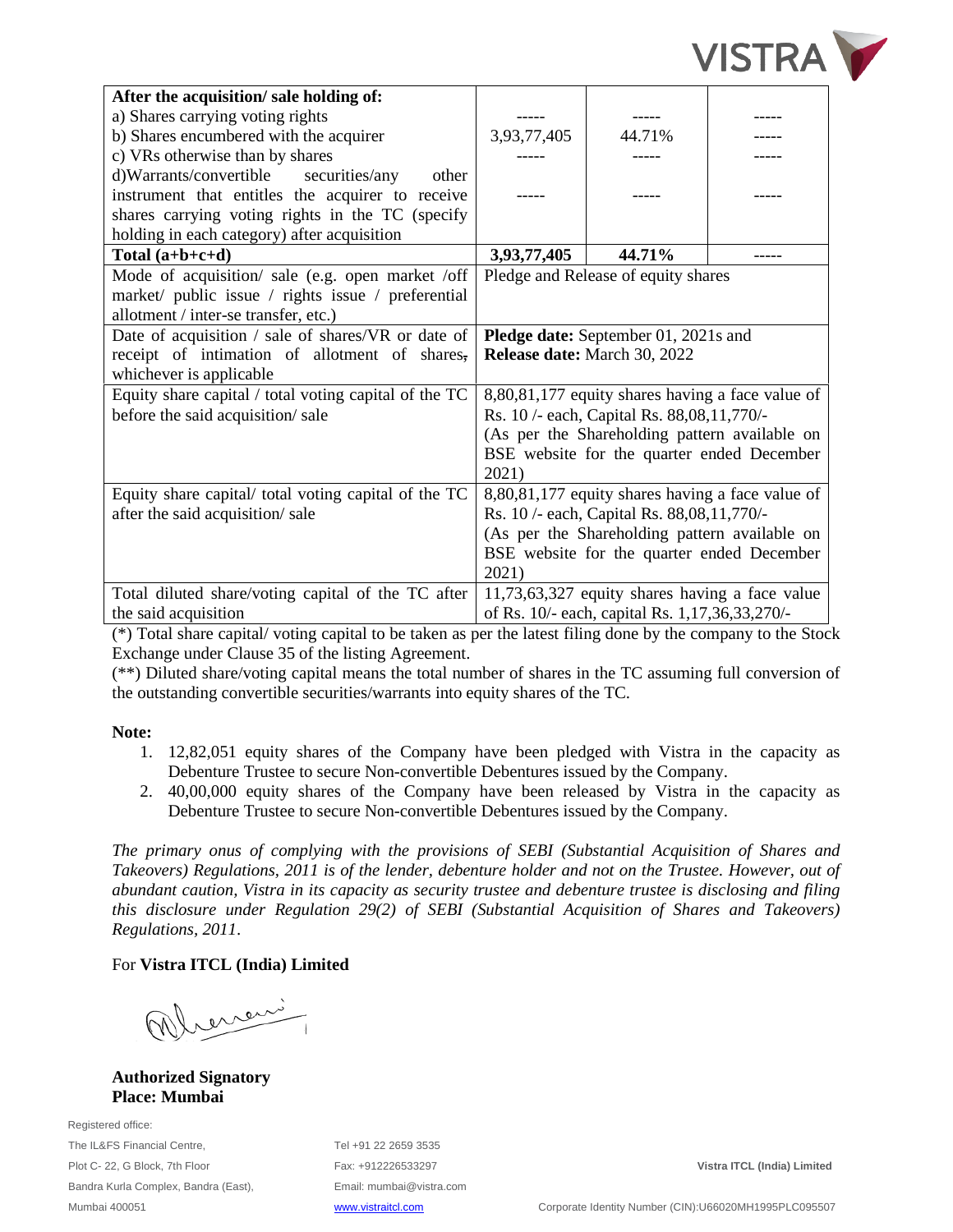| | | | |
|---|---|---|---|
| **After the acquisition/ sale holding of:** | | | |
| a) Shares carrying voting rights | ----- | ----- | ----- |
| b) Shares encumbered with the acquirer | 3,93,77,405 | 44.71% | ----- |
| c) VRs otherwise than by shares | ----- | ----- | ----- |
| d)Warrants/convertible securities/any other instrument that entitles the acquirer to receive shares carrying voting rights in the TC (specify holding in each category) after acquisition | ----- | ----- | ----- |
| **Total (a+b+c+d)** | **3,93,77,405** | **44.71%** | ----- |
| Mode of acquisition/ sale (e.g. open market /off market/ public issue / rights issue / preferential allotment / inter-se transfer, etc.) | Pledge and Release of equity shares | | |
| Date of acquisition / sale of shares/VR or date of receipt of intimation of allotment of shares, whichever is applicable | **Pledge date:** September 01, 2021s and **Release date:** March 30, 2022 | | |
| Equity share capital / total voting capital of the TC before the said acquisition/ sale | 8,80,81,177 equity shares having a face value of Rs. 10 /- each, Capital Rs. 88,08,11,770/- (As per the Shareholding pattern available on BSE website for the quarter ended December 2021) | | |
| Equity share capital/ total voting capital of the TC after the said acquisition/ sale | 8,80,81,177 equity shares having a face value of Rs. 10 /- each, Capital Rs. 88,08,11,770/- (As per the Shareholding pattern available on BSE website for the quarter ended December 2021) | | |
| Total diluted share/voting capital of the TC after the said acquisition | 11,73,63,327 equity shares having a face value of Rs. 10/- each, capital Rs. 1,17,36,33,270/- | | |

(*) Total share capital/ voting capital to be taken as per the latest filing done by the company to the Stock Exchange under Clause 35 of the listing Agreement.

(**) Diluted share/voting capital means the total number of shares in the TC assuming full conversion of the outstanding convertible securities/warrants into equity shares of the TC.

**Note:**

1. 12,82,051 equity shares of the Company have been pledged with Vistra in the capacity as Debenture Trustee to secure Non-convertible Debentures issued by the Company.
2. 40,00,000 equity shares of the Company have been released by Vistra in the capacity as Debenture Trustee to secure Non-convertible Debentures issued by the Company.

*The primary onus of complying with the provisions of SEBI (Substantial Acquisition of Shares and Takeovers) Regulations, 2011 is of the lender, debenture holder and not on the Trustee. However, out of abundant caution, Vistra in its capacity as security trustee and debenture trustee is disclosing and filing this disclosure under Regulation 29(2) of SEBI (Substantial Acquisition of Shares and Takeovers) Regulations, 2011.*

For **Vistra ITCL (India) Limited**

**Authorized Signatory**
**Place: Mumbai**

Registered office:
The IL&FS Financial Centre,
Plot C- 22, G Block, 7th Floor
Bandra Kurla Complex, Bandra (East),
Mumbai 400051

Tel +91 22 2659 3535
Fax: +912226533297
Email: mumbai@vistra.com
www.vistraitcl.com

**Vistra ITCL (India) Limited**
Corporate Identity Number (CIN):U66020MH1995PLC095507